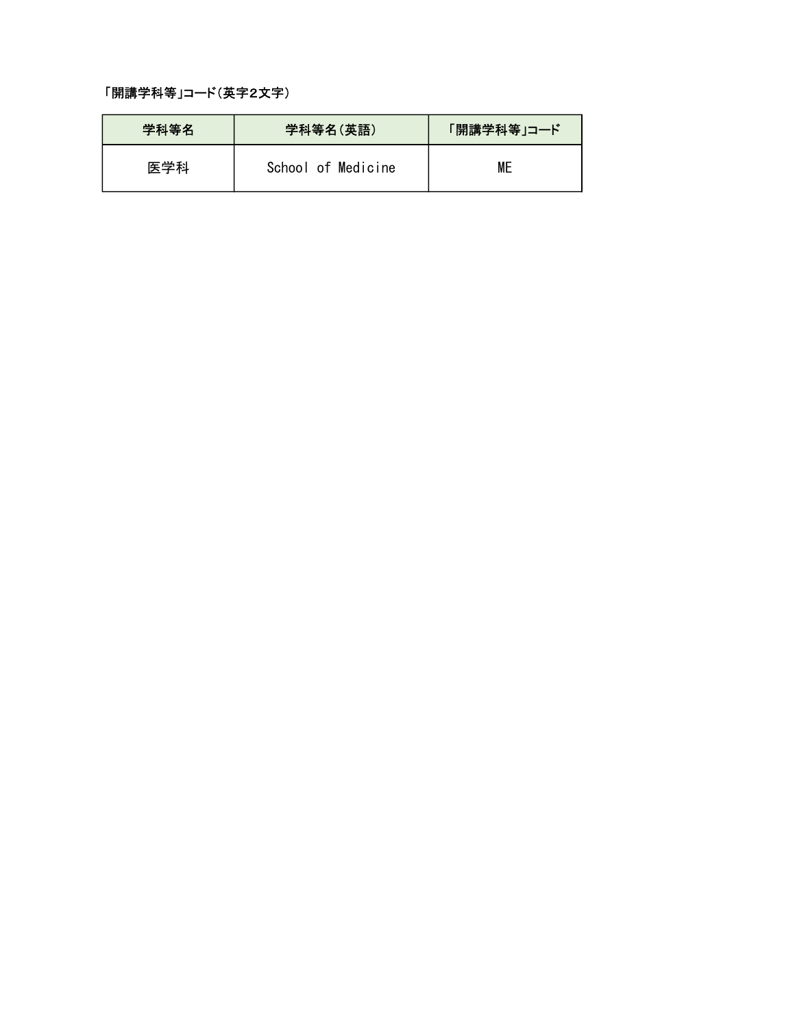「開講学科等」コード（英字２文字）

| 学科等名 | 学科等名（英語） | 「開講学科等」コード |
| --- | --- | --- |
| 医学科 | School of Medicine | ME |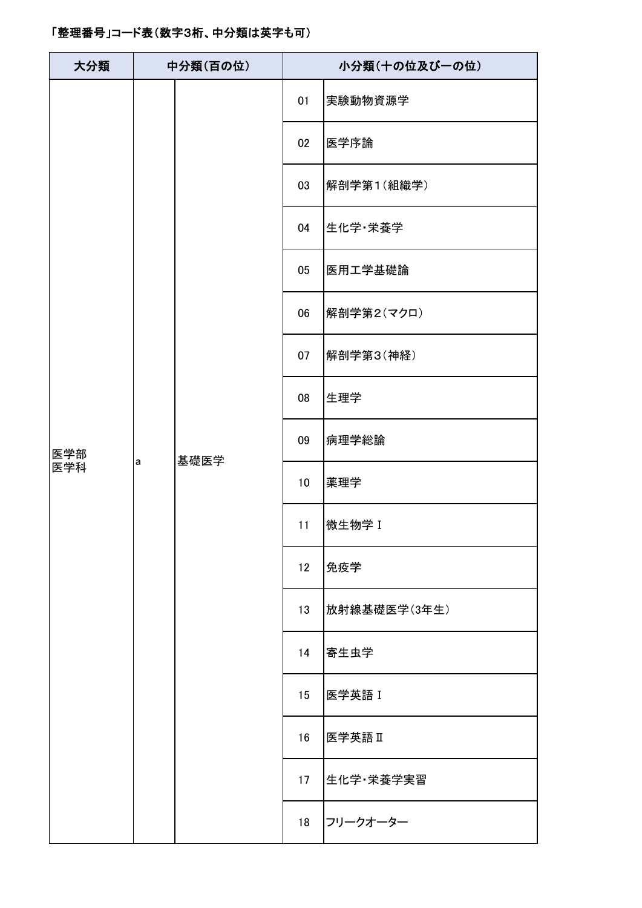「整理番号」コード表（数字3桁、中分類は英字も可）

| 大分類 | 中分類（百の位） | | 小分類（十の位及び一の位） | |
|---|---|---|---|---|
| 医学部<br>医学科 | a | 基礎医学 | 01 | 実験動物資源学 |
| | | | 02 | 医学序論 |
| | | | 03 | 解剖学第1（組織学） |
| | | | 04 | 生化学・栄養学 |
| | | | 05 | 医用工学基礎論 |
| | | | 06 | 解剖学第2（マクロ） |
| | | | 07 | 解剖学第3（神経） |
| | | | 08 | 生理学 |
| | | | 09 | 病理学総論 |
| | | | 10 | 薬理学 |
| | | | 11 | 微生物学Ⅰ |
| | | | 12 | 免疫学 |
| | | | 13 | 放射線基礎医学(3年生） |
| | | | 14 | 寄生虫学 |
| | | | 15 | 医学英語Ⅰ |
| | | | 16 | 医学英語Ⅱ |
| | | | 17 | 生化学・栄養学実習 |
| | | | 18 | フリークオーター |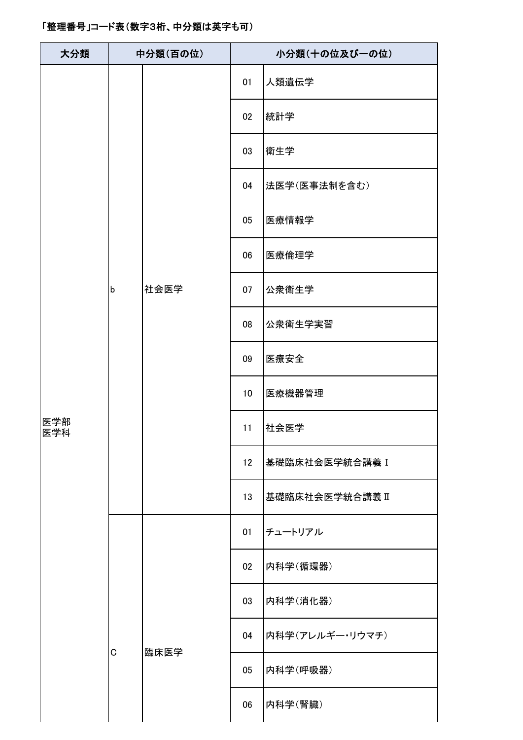「整理番号」コード表（数字3桁、中分類は英字も可）

| 大分類 | 中分類（百の位） | | 小分類（十の位及び一の位） | |
|---|---|---|---|---|
| 医学部<br>医学科 | b | 社会医学 | 01 | 人類遺伝学 |
| | | | 02 | 統計学 |
| | | | 03 | 衛生学 |
| | | | 04 | 法医学（医事法制を含む） |
| | | | 05 | 医療情報学 |
| | | | 06 | 医療倫理学 |
| | | | 07 | 公衆衛生学 |
| | | | 08 | 公衆衛生学実習 |
| | | | 09 | 医療安全 |
| | | | 10 | 医療機器管理 |
| | | | 11 | 社会医学 |
| | | | 12 | 基礎臨床社会医学統合講義Ⅰ |
| | | | 13 | 基礎臨床社会医学統合講義Ⅱ |
| | C | 臨床医学 | 01 | チュートリアル |
| | | | 02 | 内科学（循環器） |
| | | | 03 | 内科学（消化器） |
| | | | 04 | 内科学（アレルギー・リウマチ） |
| | | | 05 | 内科学（呼吸器） |
| | | | 06 | 内科学（腎臓） |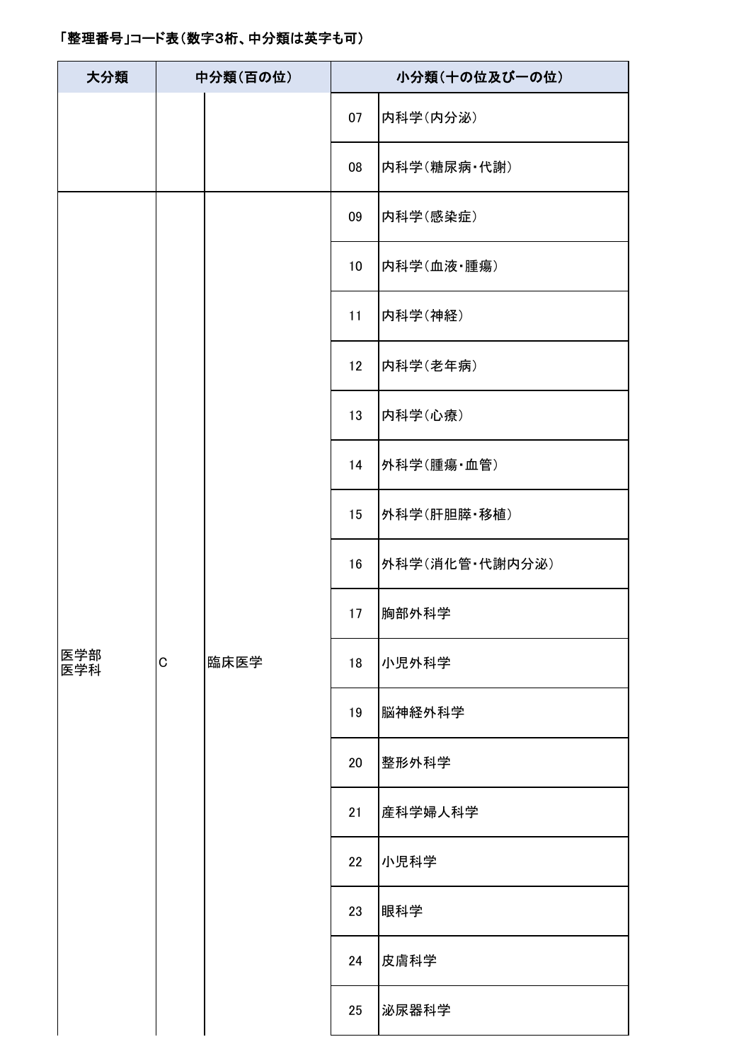「整理番号」コード表（数字3桁、中分類は英字も可）

| 大分類 | 中分類（百の位） | | 小分類（十の位及び一の位） | |
|---|---|---|---|---|
| | | | 07 | 内科学（内分泌） |
| | | | 08 | 内科学（糖尿病・代謝） |
| 医学部<br>医学科 | C | 臨床医学 | 09 | 内科学（感染症） |
| | | | 10 | 内科学（血液・腫瘍） |
| | | | 11 | 内科学（神経） |
| | | | 12 | 内科学（老年病） |
| | | | 13 | 内科学（心療） |
| | | | 14 | 外科学（腫瘍・血管） |
| | | | 15 | 外科学（肝胆膵・移植） |
| | | | 16 | 外科学（消化管・代謝内分泌） |
| | | | 17 | 胸部外科学 |
| | | | 18 | 小児外科学 |
| | | | 19 | 脳神経外科学 |
| | | | 20 | 整形外科学 |
| | | | 21 | 産科学婦人科学 |
| | | | 22 | 小児科学 |
| | | | 23 | 眼科学 |
| | | | 24 | 皮膚科学 |
| | | | 25 | 泌尿器科学 |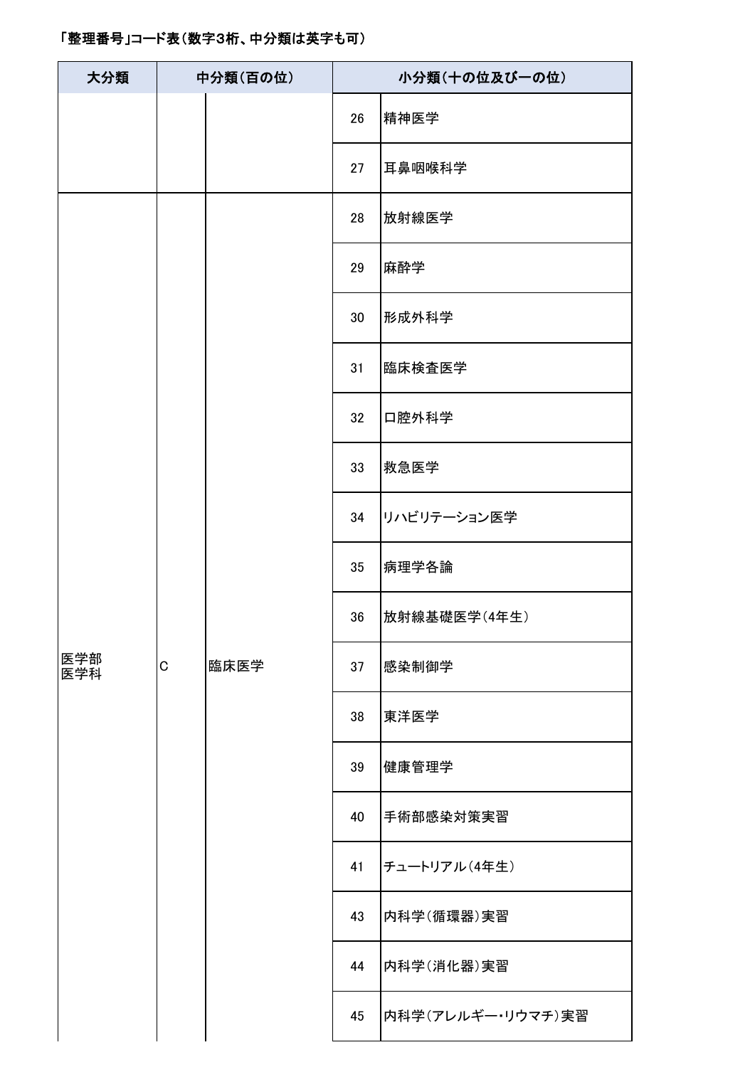「整理番号」コード表（数字3桁、中分類は英字も可）

| 大分類 | 中分類（百の位） | | 小分類（十の位及び一の位） | |
|---|---|---|---|---|
| | | | 26 | 精神医学 |
| | | | 27 | 耳鼻咽喉科学 |
| 医学部<br>医学科 | C | 臨床医学 | 28 | 放射線医学 |
| | | | 29 | 麻酔学 |
| | | | 30 | 形成外科学 |
| | | | 31 | 臨床検査医学 |
| | | | 32 | 口腔外科学 |
| | | | 33 | 救急医学 |
| | | | 34 | リハビリテーション医学 |
| | | | 35 | 病理学各論 |
| | | | 36 | 放射線基礎医学（4年生） |
| | | | 37 | 感染制御学 |
| | | | 38 | 東洋医学 |
| | | | 39 | 健康管理学 |
| | | | 40 | 手術部感染対策実習 |
| | | | 41 | チュートリアル（4年生） |
| | | | 43 | 内科学（循環器）実習 |
| | | | 44 | 内科学（消化器）実習 |
| | | | 45 | 内科学（アレルギー・リウマチ）実習 |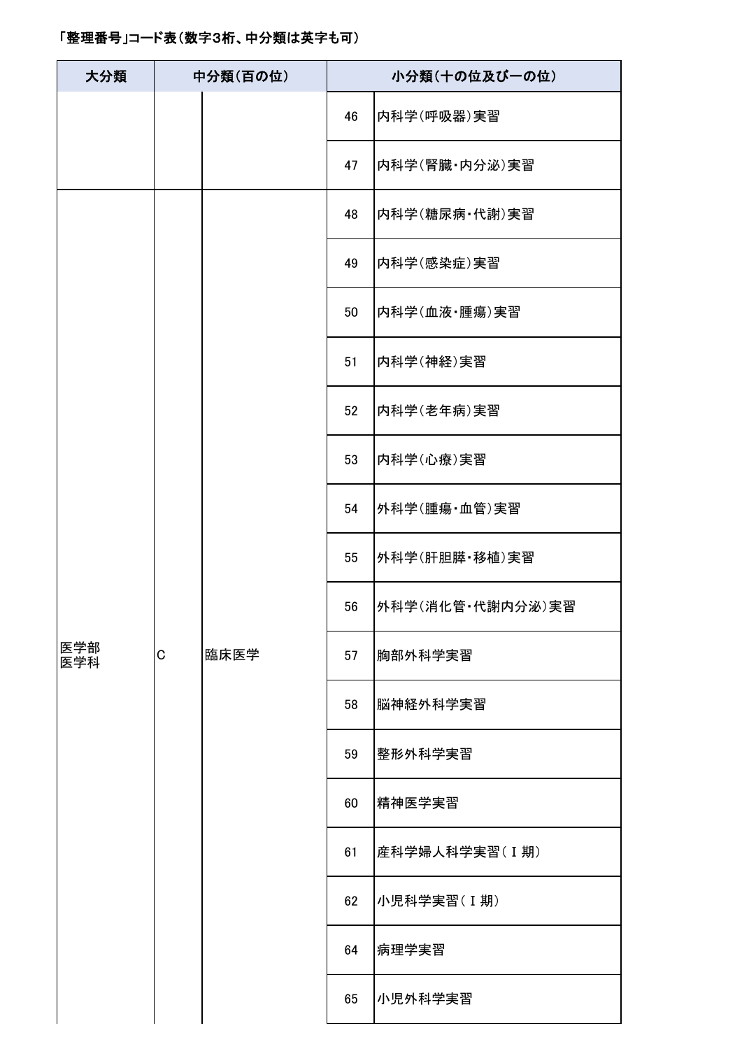「整理番号」コード表（数字3桁、中分類は英字も可）

| 大分類 | 中分類（百の位） | | 小分類（十の位及び一の位） | |
|---|---|---|---|---|
| | | | 46 | 内科学（呼吸器）実習 |
| | | | 47 | 内科学（腎臓・内分泌）実習 |
| 医学部<br>医学科 | C | 臨床医学 | 48 | 内科学（糖尿病・代謝）実習 |
| | | | 49 | 内科学（感染症）実習 |
| | | | 50 | 内科学（血液・腫瘍）実習 |
| | | | 51 | 内科学（神経）実習 |
| | | | 52 | 内科学（老年病）実習 |
| | | | 53 | 内科学（心療）実習 |
| | | | 54 | 外科学（腫瘍・血管）実習 |
| | | | 55 | 外科学（肝胆膵・移植）実習 |
| | | | 56 | 外科学（消化管・代謝内分泌）実習 |
| | | | 57 | 胸部外科学実習 |
| | | | 58 | 脳神経外科学実習 |
| | | | 59 | 整形外科学実習 |
| | | | 60 | 精神医学実習 |
| | | | 61 | 産科学婦人科学実習（Ｉ期） |
| | | | 62 | 小児科学実習（Ｉ期） |
| | | | 64 | 病理学実習 |
| | | | 65 | 小児外科学実習 |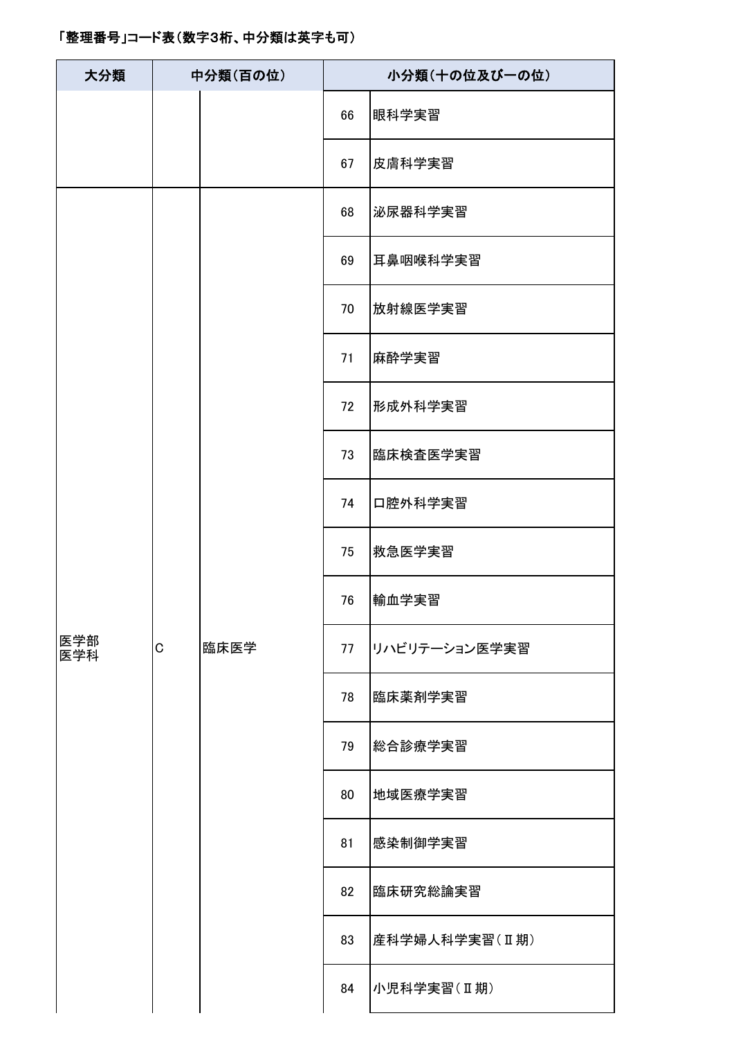「整理番号」コード表（数字3桁、中分類は英字も可）

| 大分類 | 中分類（百の位） | | 小分類（十の位及び一の位） | |
|---|---|---|---|---|
| | | | 66 | 眼科学実習 |
| | | | 67 | 皮膚科学実習 |
| 医学部<br>医学科 | C | 臨床医学 | 68 | 泌尿器科学実習 |
| | | | 69 | 耳鼻咽喉科学実習 |
| | | | 70 | 放射線医学実習 |
| | | | 71 | 麻酔学実習 |
| | | | 72 | 形成外科学実習 |
| | | | 73 | 臨床検査医学実習 |
| | | | 74 | 口腔外科学実習 |
| | | | 75 | 救急医学実習 |
| | | | 76 | 輸血学実習 |
| | | | 77 | リハビリテーション医学実習 |
| | | | 78 | 臨床薬剤学実習 |
| | | | 79 | 総合診療学実習 |
| | | | 80 | 地域医療学実習 |
| | | | 81 | 感染制御学実習 |
| | | | 82 | 臨床研究総論実習 |
| | | | 83 | 産科学婦人科学実習（Ⅱ期） |
| | | | 84 | 小児科学実習（Ⅱ期） |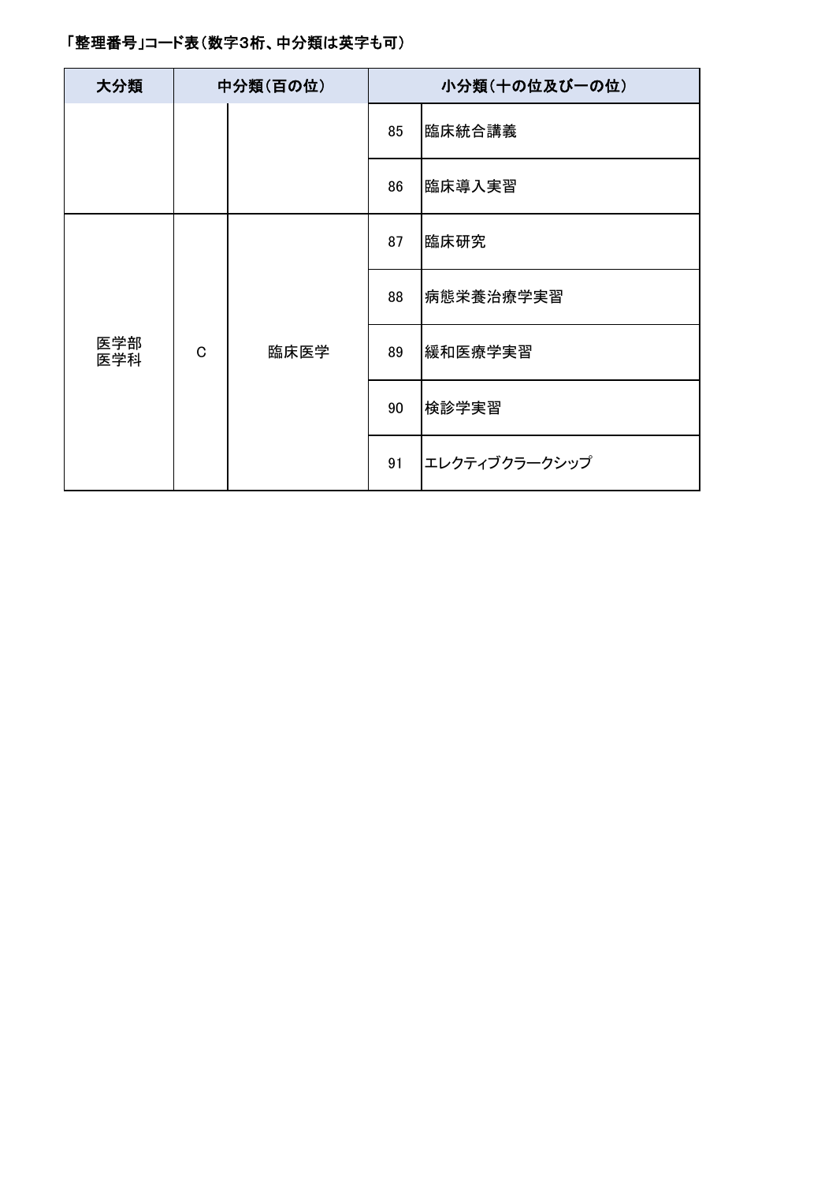「整理番号」コード表（数字3桁、中分類は英字も可）

| 大分類 | 中分類（百の位） | | 小分類（十の位及び一の位） | |
|---|---|---|---|---|
| | | | 85 | 臨床統合講義 |
| | | | 86 | 臨床導入実習 |
| 医学部<br>医学科 | C | 臨床医学 | 87 | 臨床研究 |
| | | | 88 | 病態栄養治療学実習 |
| | | | 89 | 緩和医療学実習 |
| | | | 90 | 検診学実習 |
| | | | 91 | エレクティブクラークシップ |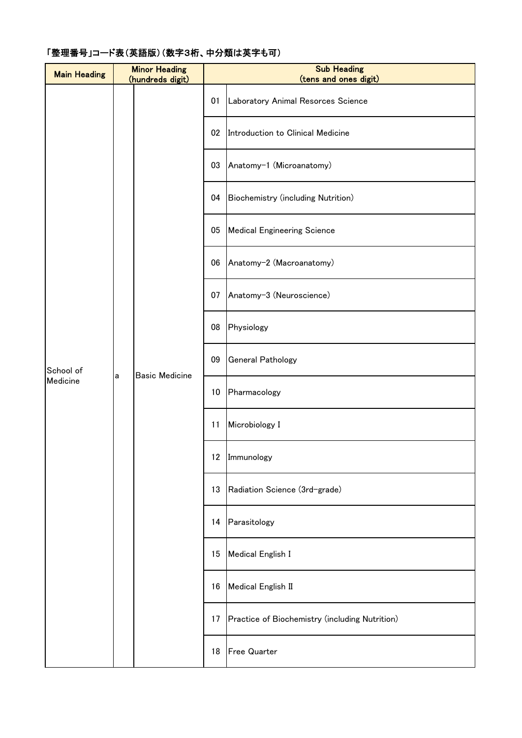「整理番号」コード表（英語版）（数字3桁、中分類は英字も可）

| Main Heading | Minor Heading (hundreds digit) | | Sub Heading (tens and ones digit) | |
|---|---|---|---|---|
| School of Medicine | a | Basic Medicine | 01 | Laboratory Animal Resorces Science |
| | | | 02 | Introduction to Clinical Medicine |
| | | | 03 | Anatomy-1 (Microanatomy) |
| | | | 04 | Biochemistry (including Nutrition) |
| | | | 05 | Medical Engineering Science |
| | | | 06 | Anatomy-2 (Macroanatomy) |
| | | | 07 | Anatomy-3 (Neuroscience) |
| | | | 08 | Physiology |
| | | | 09 | General Pathology |
| | | | 10 | Pharmacology |
| | | | 11 | Microbiology I |
| | | | 12 | Immunology |
| | | | 13 | Radiation Science (3rd-grade) |
| | | | 14 | Parasitology |
| | | | 15 | Medical English I |
| | | | 16 | Medical English II |
| | | | 17 | Practice of Biochemistry (including Nutrition) |
| | | | 18 | Free Quarter |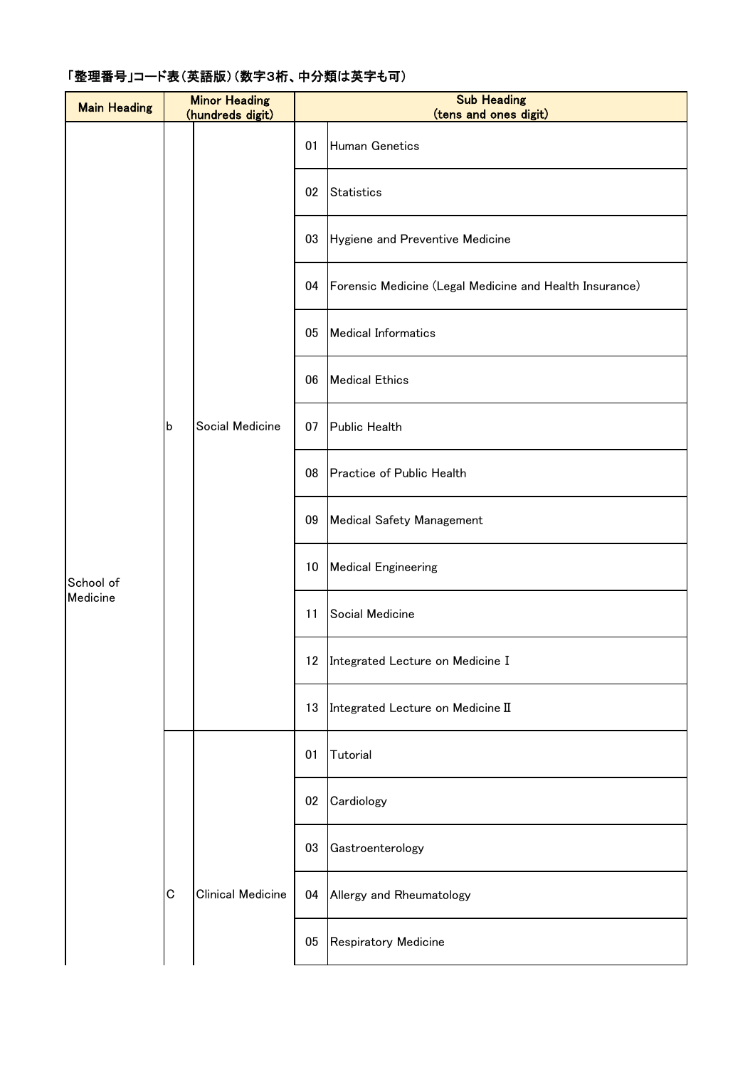「整理番号」コード表（英語版）（数字3桁、中分類は英字も可）

| Main Heading | Minor Heading (hundreds digit) | | Sub Heading (tens and ones digit) | |
|---|---|---|---|---|
| School of Medicine | b | Social Medicine | 01 | Human Genetics |
| | | | 02 | Statistics |
| | | | 03 | Hygiene and Preventive Medicine |
| | | | 04 | Forensic Medicine (Legal Medicine and Health Insurance) |
| | | | 05 | Medical Informatics |
| | | | 06 | Medical Ethics |
| | | | 07 | Public Health |
| | | | 08 | Practice of Public Health |
| | | | 09 | Medical Safety Management |
| | | | 10 | Medical Engineering |
| | | | 11 | Social Medicine |
| | | | 12 | Integrated Lecture on Medicine Ⅰ |
| | | | 13 | Integrated Lecture on Medicine Ⅱ |
| | C | Clinical Medicine | 01 | Tutorial |
| | | | 02 | Cardiology |
| | | | 03 | Gastroenterology |
| | | | 04 | Allergy and Rheumatology |
| | | | 05 | Respiratory Medicine |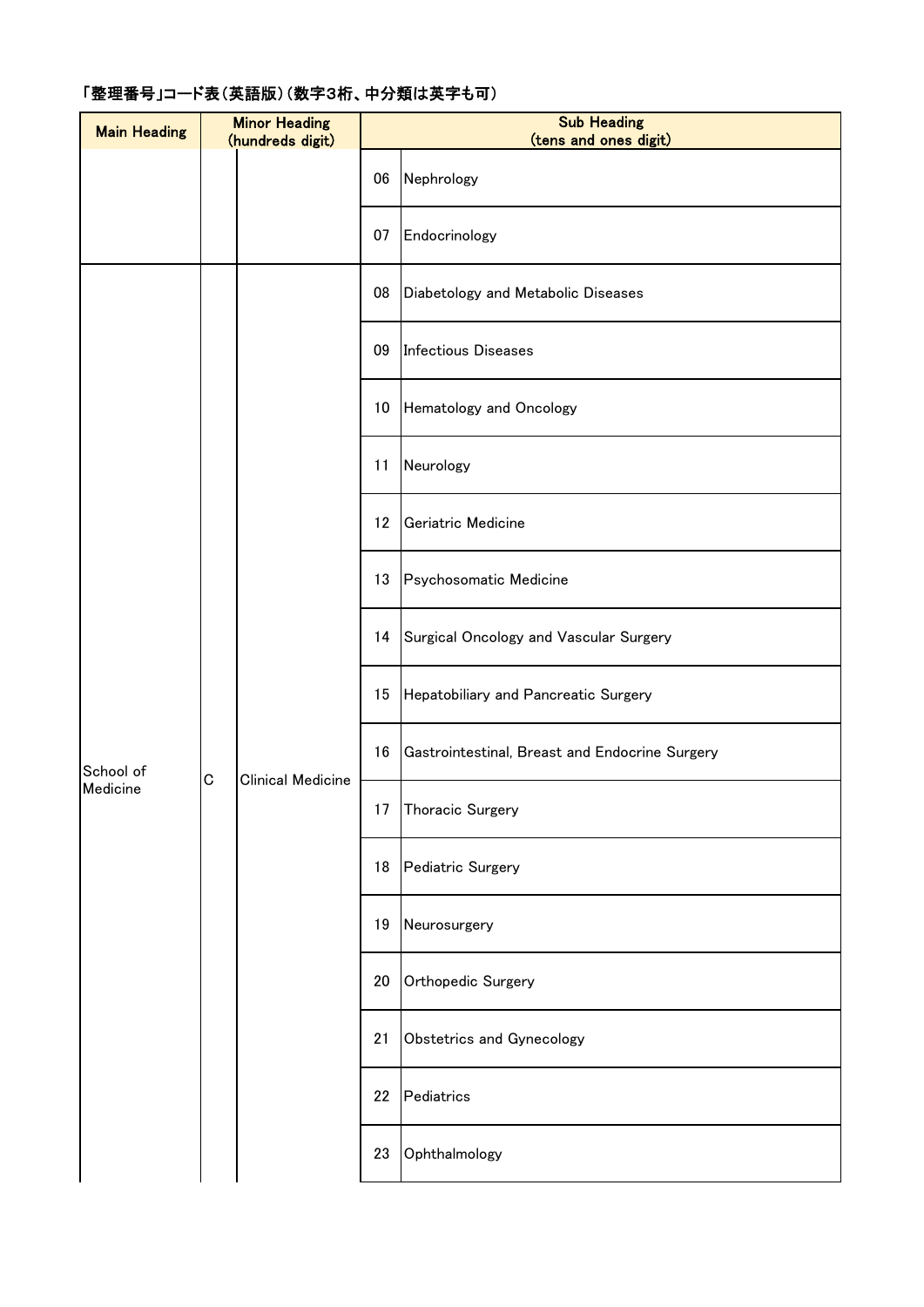「整理番号」コード表（英語版）（数字3桁、中分類は英字も可）

| Main Heading | Minor Heading (hundreds digit) | | Sub Heading (tens and ones digit) | |
|---|---|---|---|---|
| | | | 06 | Nephrology |
| | | | 07 | Endocrinology |
| School of Medicine | C | Clinical Medicine | 08 | Diabetology and Metabolic Diseases |
| | | | 09 | Infectious Diseases |
| | | | 10 | Hematology and Oncology |
| | | | 11 | Neurology |
| | | | 12 | Geriatric Medicine |
| | | | 13 | Psychosomatic Medicine |
| | | | 14 | Surgical Oncology and Vascular Surgery |
| | | | 15 | Hepatobiliary and Pancreatic Surgery |
| | | | 16 | Gastrointestinal, Breast and Endocrine Surgery |
| | | | 17 | Thoracic Surgery |
| | | | 18 | Pediatric Surgery |
| | | | 19 | Neurosurgery |
| | | | 20 | Orthopedic Surgery |
| | | | 21 | Obstetrics and Gynecology |
| | | | 22 | Pediatrics |
| | | | 23 | Ophthalmology |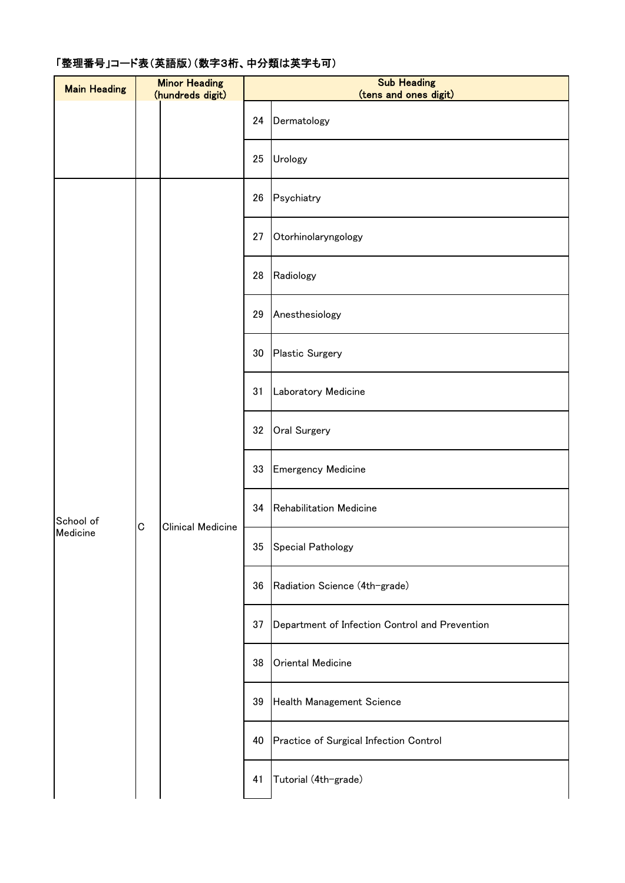「整理番号」コード表（英語版）（数字3桁、中分類は英字も可）

| Main Heading | Minor Heading (hundreds digit) | | Sub Heading (tens and ones digit) | |
|---|---|---|---|---|
| | | | 24 | Dermatology |
| | | | 25 | Urology |
| School of Medicine | C | Clinical Medicine | 26 | Psychiatry |
| | | | 27 | Otorhinolaryngology |
| | | | 28 | Radiology |
| | | | 29 | Anesthesiology |
| | | | 30 | Plastic Surgery |
| | | | 31 | Laboratory Medicine |
| | | | 32 | Oral Surgery |
| | | | 33 | Emergency Medicine |
| | | | 34 | Rehabilitation Medicine |
| | | | 35 | Special Pathology |
| | | | 36 | Radiation Science (4th-grade) |
| | | | 37 | Department of Infection Control and Prevention |
| | | | 38 | Oriental Medicine |
| | | | 39 | Health Management Science |
| | | | 40 | Practice of Surgical Infection Control |
| | | | 41 | Tutorial (4th-grade) |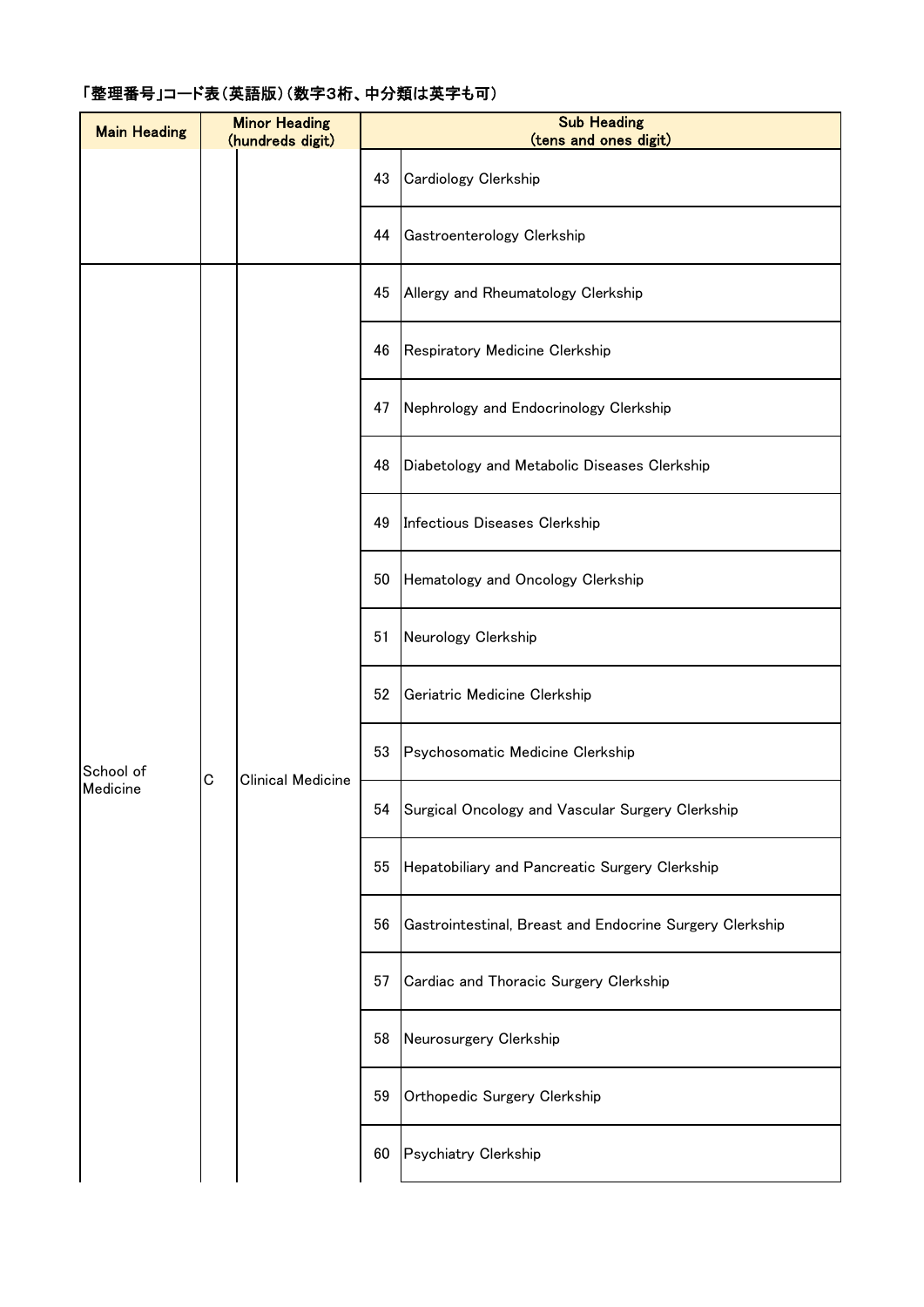「整理番号」コード表（英語版）（数字3桁、中分類は英字も可）

| Main Heading | Minor Heading (hundreds digit) | | Sub Heading (tens and ones digit) | |
|---|---|---|---|---|
| | | | 43 | Cardiology Clerkship |
| | | | 44 | Gastroenterology Clerkship |
| School of Medicine | C | Clinical Medicine | 45 | Allergy and Rheumatology Clerkship |
| | | | 46 | Respiratory Medicine Clerkship |
| | | | 47 | Nephrology and Endocrinology Clerkship |
| | | | 48 | Diabetology and Metabolic Diseases Clerkship |
| | | | 49 | Infectious Diseases Clerkship |
| | | | 50 | Hematology and Oncology Clerkship |
| | | | 51 | Neurology Clerkship |
| | | | 52 | Geriatric Medicine Clerkship |
| | | | 53 | Psychosomatic Medicine Clerkship |
| | | | 54 | Surgical Oncology and Vascular Surgery Clerkship |
| | | | 55 | Hepatobiliary and Pancreatic Surgery Clerkship |
| | | | 56 | Gastrointestinal, Breast and Endocrine Surgery Clerkship |
| | | | 57 | Cardiac and Thoracic Surgery Clerkship |
| | | | 58 | Neurosurgery Clerkship |
| | | | 59 | Orthopedic Surgery Clerkship |
| | | | 60 | Psychiatry Clerkship |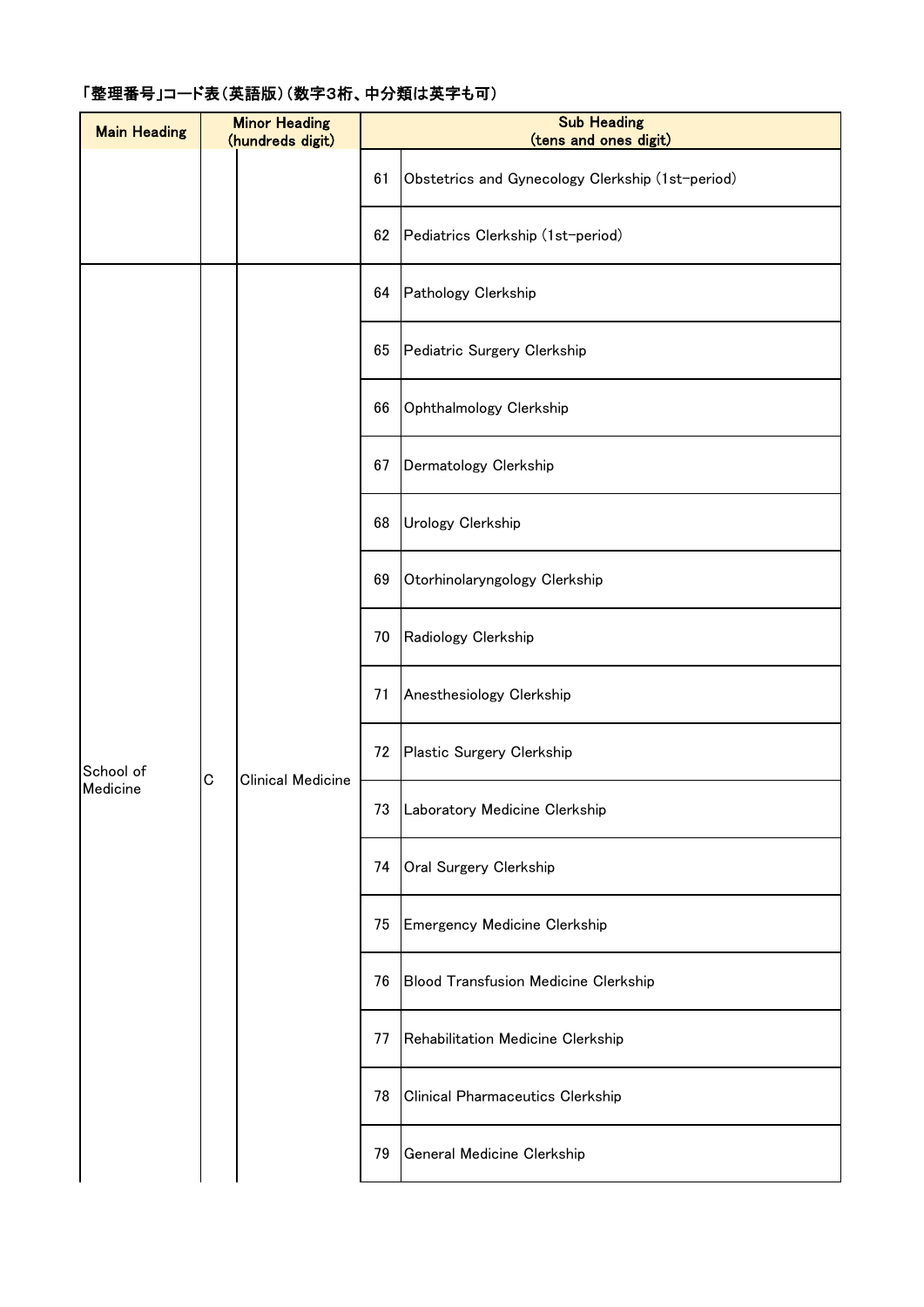「整理番号」コード表（英語版）（数字3桁、中分類は英字も可）

| Main Heading | Minor Heading (hundreds digit) | | Sub Heading (tens and ones digit) | |
|---|---|---|---|---|
| | | | 61 | Obstetrics and Gynecology Clerkship (1st-period) |
| | | | 62 | Pediatrics Clerkship (1st-period) |
| School of Medicine | C | Clinical Medicine | 64 | Pathology Clerkship |
| | | | 65 | Pediatric Surgery Clerkship |
| | | | 66 | Ophthalmology Clerkship |
| | | | 67 | Dermatology Clerkship |
| | | | 68 | Urology Clerkship |
| | | | 69 | Otorhinolaryngology Clerkship |
| | | | 70 | Radiology Clerkship |
| | | | 71 | Anesthesiology Clerkship |
| | | | 72 | Plastic Surgery Clerkship |
| | | | 73 | Laboratory Medicine Clerkship |
| | | | 74 | Oral Surgery Clerkship |
| | | | 75 | Emergency Medicine Clerkship |
| | | | 76 | Blood Transfusion Medicine Clerkship |
| | | | 77 | Rehabilitation Medicine Clerkship |
| | | | 78 | Clinical Pharmaceutics Clerkship |
| | | | 79 | General Medicine Clerkship |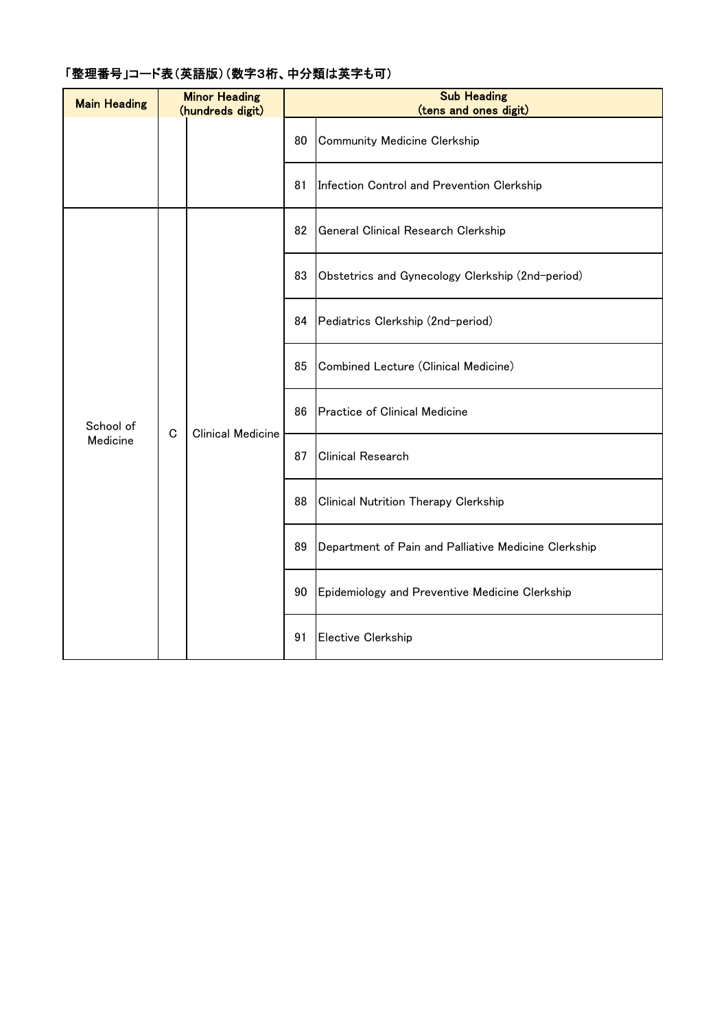「整理番号」コード表（英語版）（数字3桁、中分類は英字も可）

| Main Heading | Minor Heading (hundreds digit) | | Sub Heading (tens and ones digit) | |
|---|---|---|---|---|
| | | | 80 | Community Medicine Clerkship |
| | | | 81 | Infection Control and Prevention Clerkship |
| School of Medicine | C | Clinical Medicine | 82 | General Clinical Research Clerkship |
| | | | 83 | Obstetrics and Gynecology Clerkship (2nd-period) |
| | | | 84 | Pediatrics Clerkship (2nd-period) |
| | | | 85 | Combined Lecture (Clinical Medicine) |
| | | | 86 | Practice of Clinical Medicine |
| | | | 87 | Clinical Research |
| | | | 88 | Clinical Nutrition Therapy Clerkship |
| | | | 89 | Department of Pain and Palliative Medicine Clerkship |
| | | | 90 | Epidemiology and Preventive Medicine Clerkship |
| | | | 91 | Elective Clerkship |